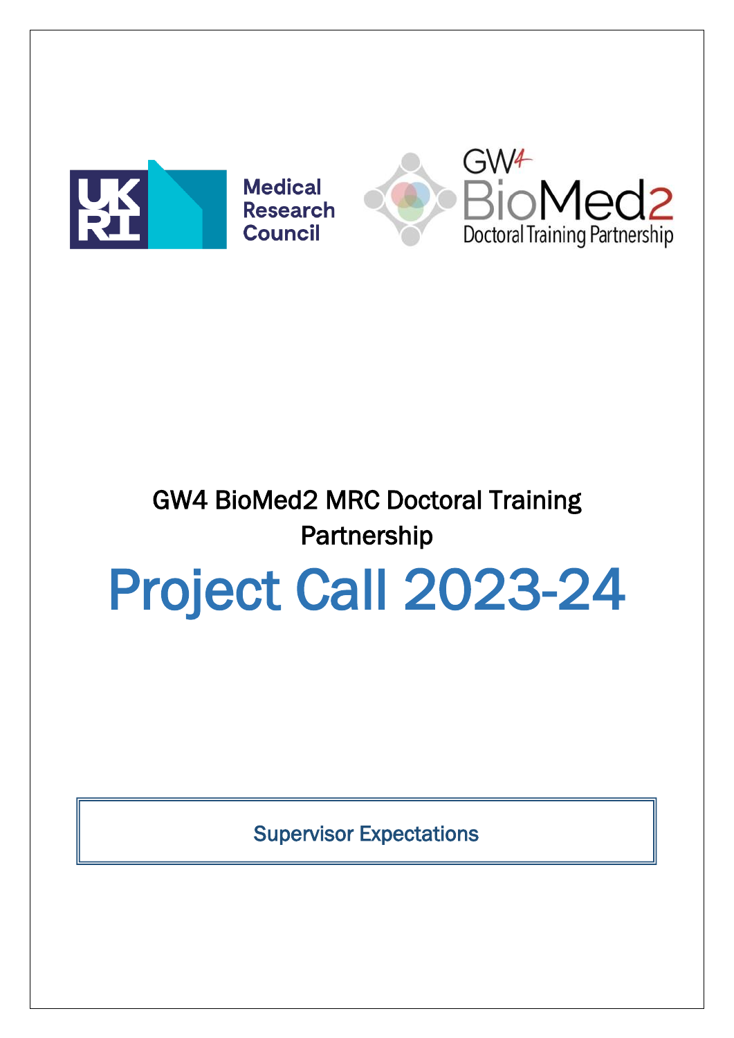Medical Research Council

GW4 BioMed2 Doctoral Training Partnership

GW4 BioMed2 MRC Doctoral Training Partnership

# Project Call 2023-24

Supervisor Expectations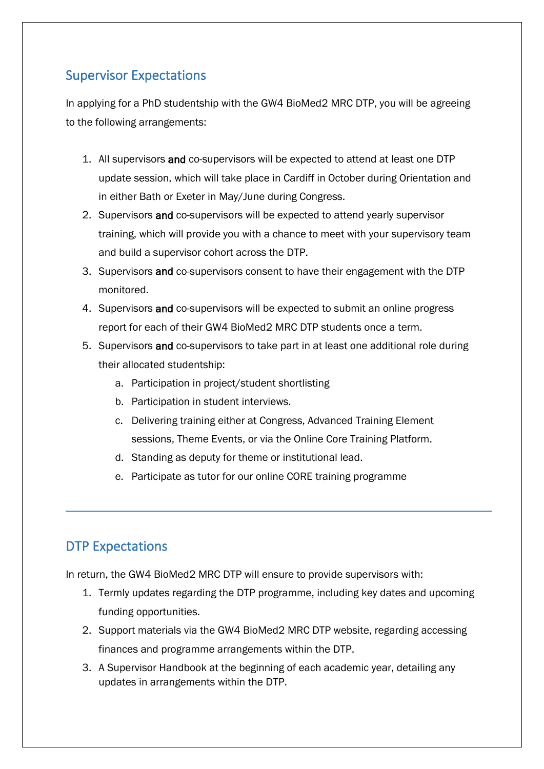## Supervisor Expectations

In applying for a PhD studentship with the GW4 BioMed2 MRC DTP, you will be agreeing to the following arrangements:

1. All supervisors **and** co-supervisors will be expected to attend at least one DTP update session, which will take place in Cardiff in October during Orientation and in either Bath or Exeter in May/June during Congress.
2. Supervisors **and** co-supervisors will be expected to attend yearly supervisor training, which will provide you with a chance to meet with your supervisory team and build a supervisor cohort across the DTP.
3. Supervisors **and** co-supervisors consent to have their engagement with the DTP monitored.
4. Supervisors **and** co-supervisors will be expected to submit an online progress report for each of their GW4 BioMed2 MRC DTP students once a term.
5. Supervisors **and** co-supervisors to take part in at least one additional role during their allocated studentship:
   a. Participation in project/student shortlisting
   b. Participation in student interviews.
   c. Delivering training either at Congress, Advanced Training Element sessions, Theme Events, or via the Online Core Training Platform.
   d. Standing as deputy for theme or institutional lead.
   e. Participate as tutor for our online CORE training programme

---

## DTP Expectations

In return, the GW4 BioMed2 MRC DTP will ensure to provide supervisors with:

1. Termly updates regarding the DTP programme, including key dates and upcoming funding opportunities.
2. Support materials via the GW4 BioMed2 MRC DTP website, regarding accessing finances and programme arrangements within the DTP.
3. A Supervisor Handbook at the beginning of each academic year, detailing any updates in arrangements within the DTP.